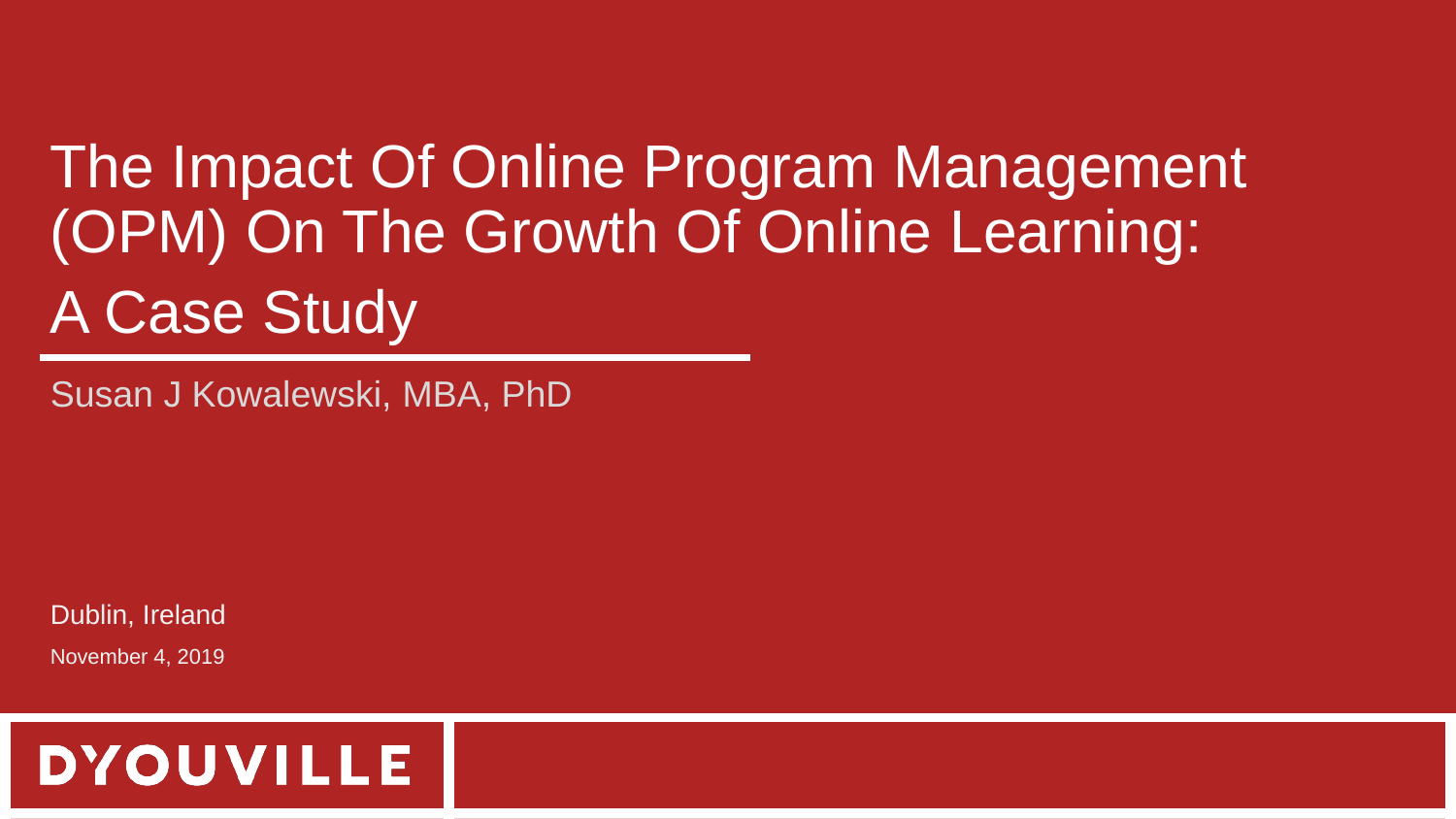# The Impact Of Online Program Management (OPM) On The Growth Of Online Learning: A Case Study

Susan J Kowalewski, MBA, PhD

Dublin, Ireland

November 4, 2019

DYOUVILLE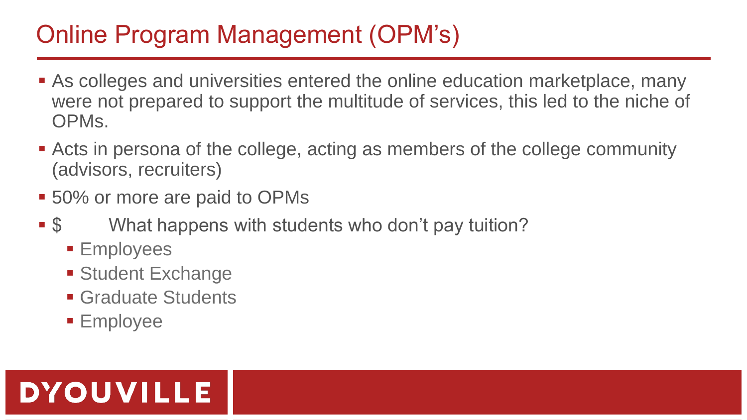# Online Program Management (OPM's)

- As colleges and universities entered the online education marketplace, many were not prepared to support the multitude of services, this led to the niche of OPMs.
- Acts in persona of the college, acting as members of the college community (advisors, recruiters)
- 50% or more are paid to OPMs
- $ What happens with students who don't pay tuition?
  - Employees
  - Student Exchange
  - Graduate Students
  - Employee

DYOUVILLE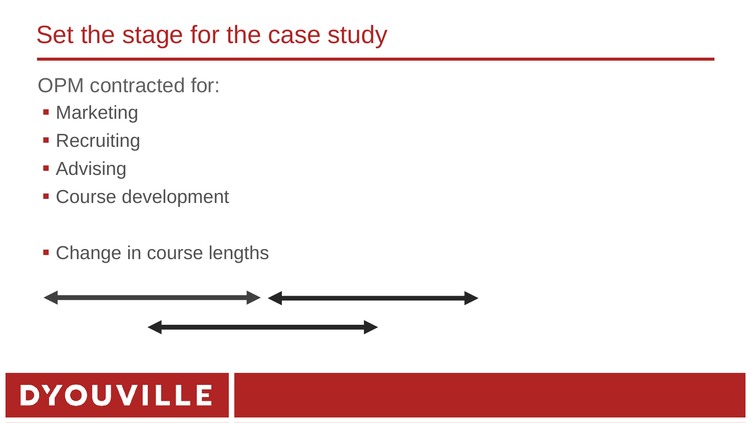# Set the stage for the case study

OPM contracted for:

- Marketing
- Recruiting
- Advising
- Course development

- Change in course lengths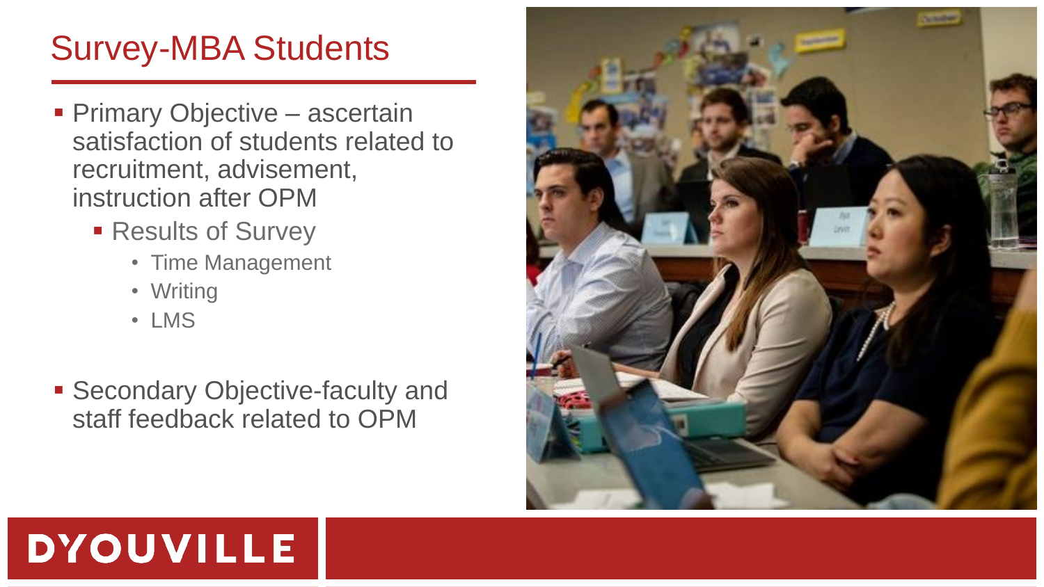# Survey-MBA Students

- Primary Objective – ascertain satisfaction of students related to recruitment, advisement, instruction after OPM
  - Results of Survey
    - Time Management
    - Writing
    - LMS

- Secondary Objective-faculty and staff feedback related to OPM

DYOUVILLE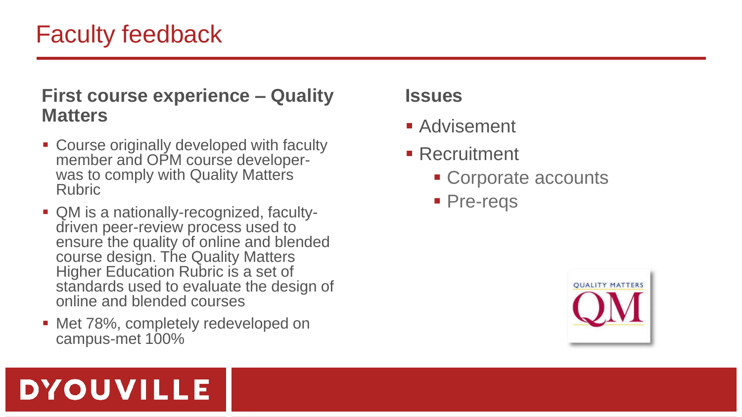# Faculty feedback

### First course experience – Quality Matters

- Course originally developed with faculty member and OPM course developer-was to comply with Quality Matters Rubric
- QM is a nationally-recognized, faculty-driven peer-review process used to ensure the quality of online and blended course design. The Quality Matters Higher Education Rubric is a set of standards used to evaluate the design of online and blended courses
- Met 78%, completely redeveloped on campus-met 100%

### Issues

- Advisement
- Recruitment
  - Corporate accounts
  - Pre-reqs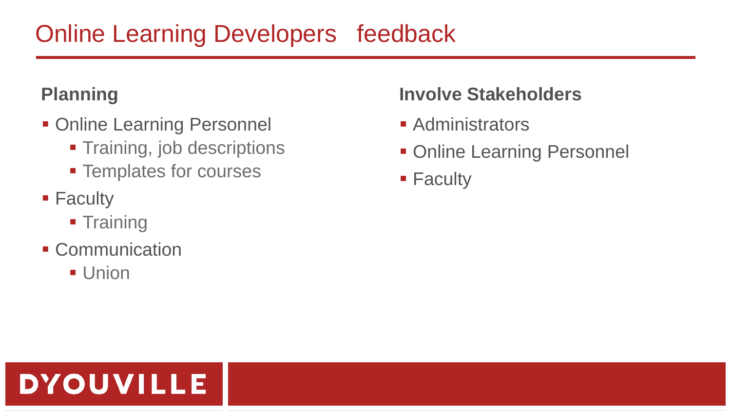# Online Learning Developers feedback

### Planning

- Online Learning Personnel
  - Training, job descriptions
  - Templates for courses
- Faculty
  - Training
- Communication
  - Union

### Involve Stakeholders

- Administrators
- Online Learning Personnel
- Faculty

DYOUVILLE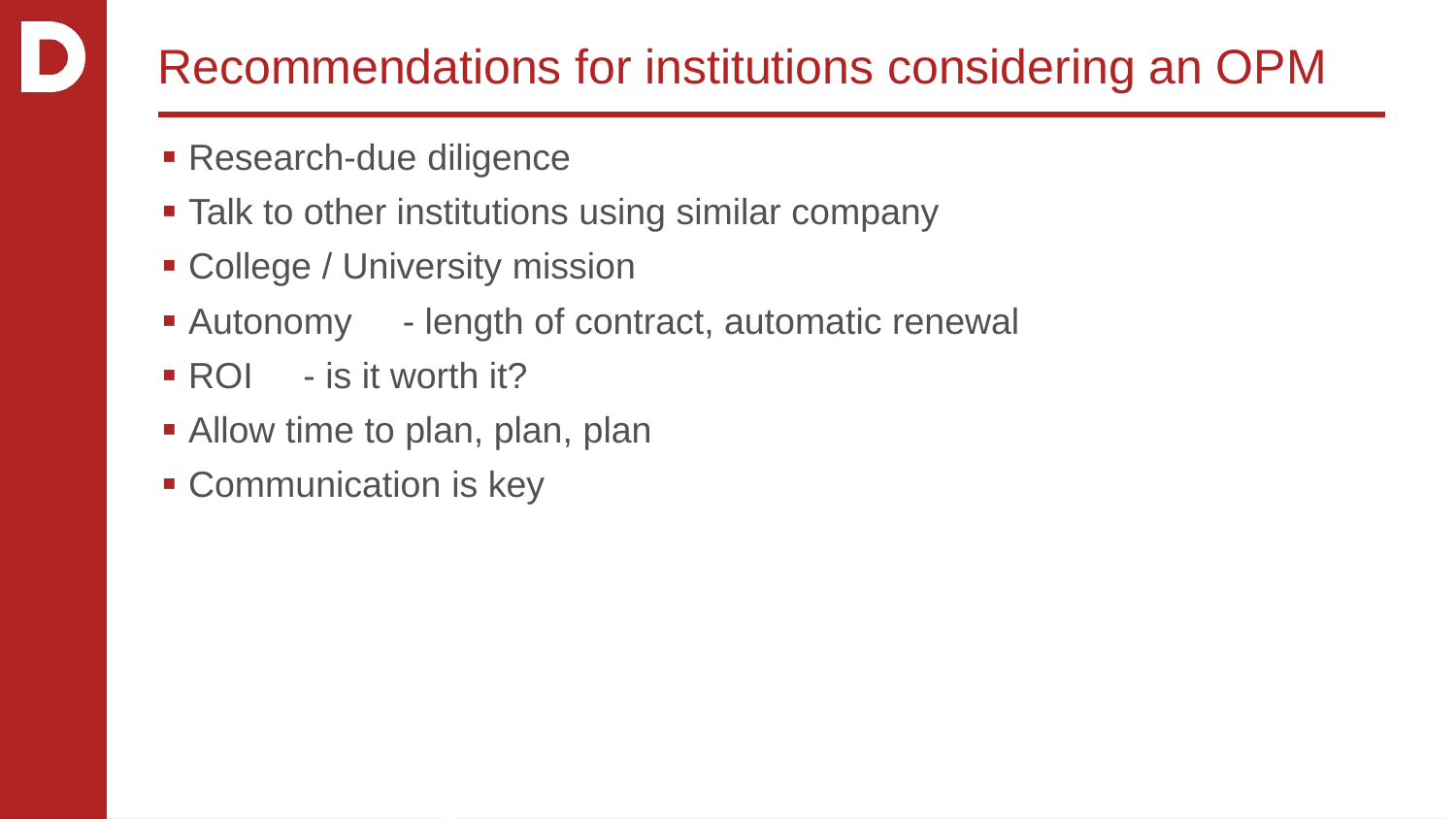# Recommendations for institutions considering an OPM

- Research-due diligence
- Talk to other institutions using similar company
- College / University mission
- Autonomy - length of contract, automatic renewal
- ROI - is it worth it?
- Allow time to plan, plan, plan
- Communication is key